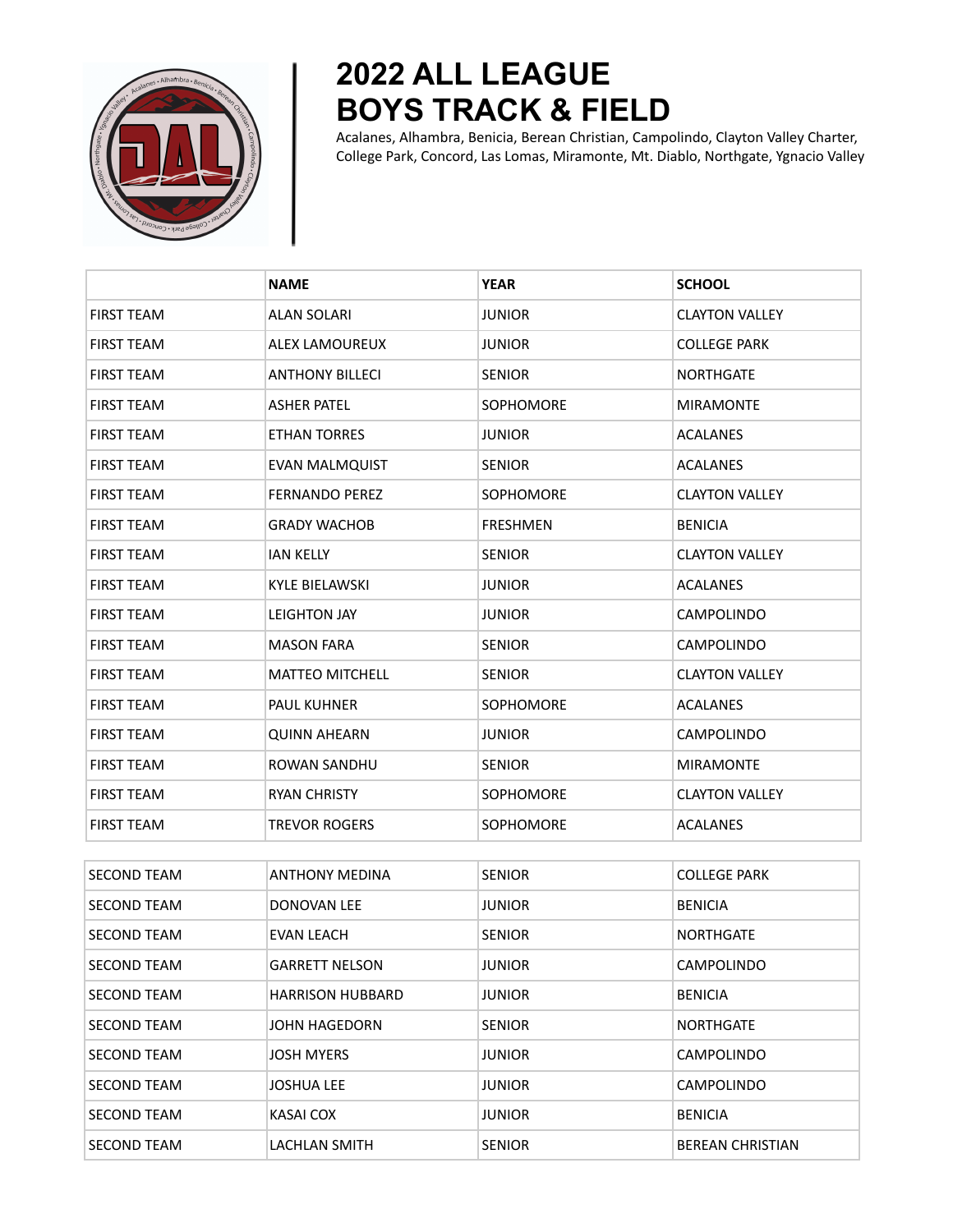# 2022 ALL LEAGUE BOYS TRACK & FIELD

Acalanes, Alhambra, Benicia, Berean Christian, Campolindo, Clayton Valley Charter, College Park, Concord, Las Lomas, Miramonte, Mt. Diablo, Northgate, Ygnacio Valley

| | NAME | YEAR | SCHOOL |
|---|---|---|---|
| FIRST TEAM | ALAN SOLARI | JUNIOR | CLAYTON VALLEY |
| FIRST TEAM | ALEX LAMOUREUX | JUNIOR | COLLEGE PARK |
| FIRST TEAM | ANTHONY BILLECI | SENIOR | NORTHGATE |
| FIRST TEAM | ASHER PATEL | SOPHOMORE | MIRAMONTE |
| FIRST TEAM | ETHAN TORRES | JUNIOR | ACALANES |
| FIRST TEAM | EVAN MALMQUIST | SENIOR | ACALANES |
| FIRST TEAM | FERNANDO PEREZ | SOPHOMORE | CLAYTON VALLEY |
| FIRST TEAM | GRADY WACHOB | FRESHMEN | BENICIA |
| FIRST TEAM | IAN KELLY | SENIOR | CLAYTON VALLEY |
| FIRST TEAM | KYLE BIELAWSKI | JUNIOR | ACALANES |
| FIRST TEAM | LEIGHTON JAY | JUNIOR | CAMPOLINDO |
| FIRST TEAM | MASON FARA | SENIOR | CAMPOLINDO |
| FIRST TEAM | MATTEO MITCHELL | SENIOR | CLAYTON VALLEY |
| FIRST TEAM | PAUL KUHNER | SOPHOMORE | ACALANES |
| FIRST TEAM | QUINN AHEARN | JUNIOR | CAMPOLINDO |
| FIRST TEAM | ROWAN SANDHU | SENIOR | MIRAMONTE |
| FIRST TEAM | RYAN CHRISTY | SOPHOMORE | CLAYTON VALLEY |
| FIRST TEAM | TREVOR ROGERS | SOPHOMORE | ACALANES |

| | | | |
|---|---|---|---|
| SECOND TEAM | ANTHONY MEDINA | SENIOR | COLLEGE PARK |
| SECOND TEAM | DONOVAN LEE | JUNIOR | BENICIA |
| SECOND TEAM | EVAN LEACH | SENIOR | NORTHGATE |
| SECOND TEAM | GARRETT NELSON | JUNIOR | CAMPOLINDO |
| SECOND TEAM | HARRISON HUBBARD | JUNIOR | BENICIA |
| SECOND TEAM | JOHN HAGEDORN | SENIOR | NORTHGATE |
| SECOND TEAM | JOSH MYERS | JUNIOR | CAMPOLINDO |
| SECOND TEAM | JOSHUA LEE | JUNIOR | CAMPOLINDO |
| SECOND TEAM | KASAI COX | JUNIOR | BENICIA |
| SECOND TEAM | LACHLAN SMITH | SENIOR | BEREAN CHRISTIAN |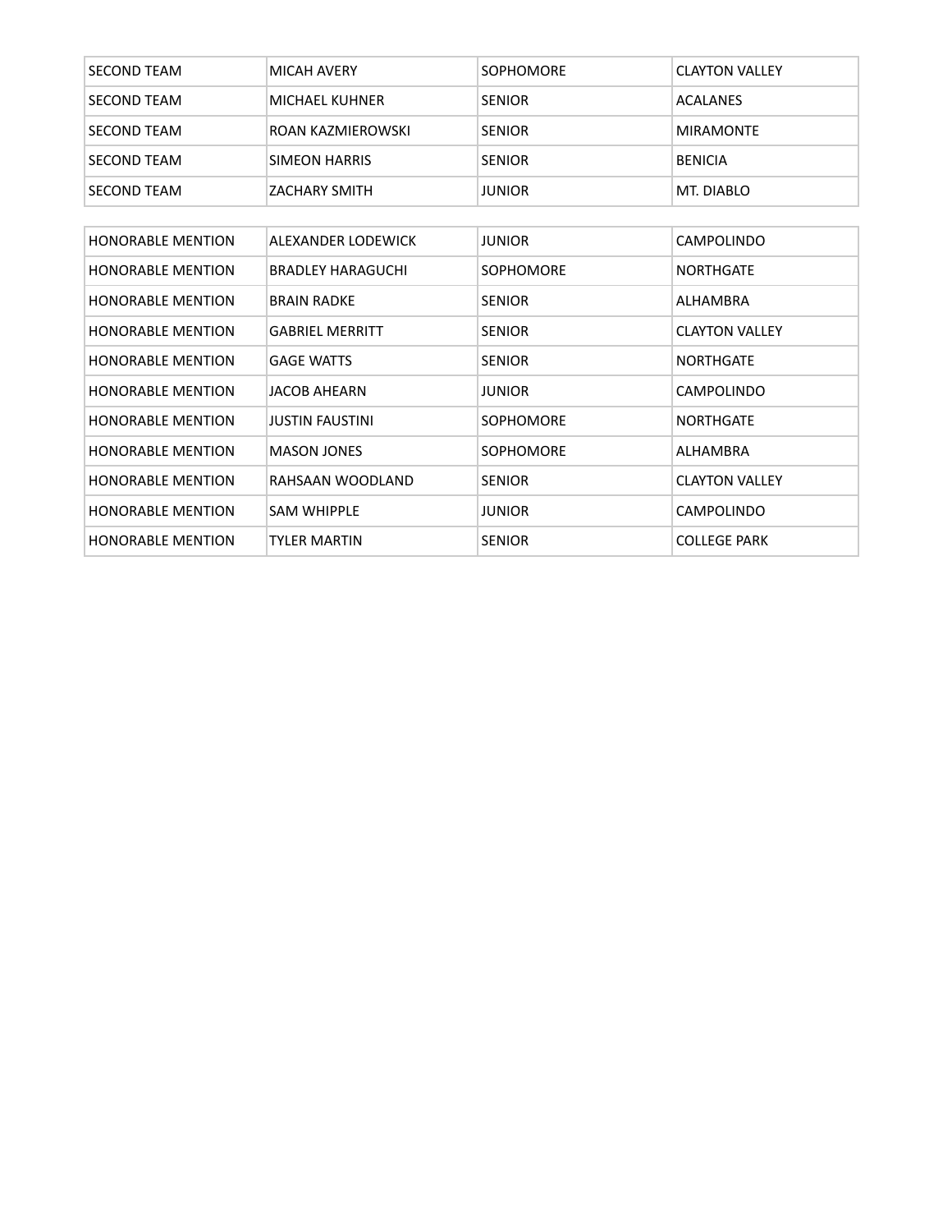| | | | |
|---|---|---|---|
| SECOND TEAM | MICAH AVERY | SOPHOMORE | CLAYTON VALLEY |
| SECOND TEAM | MICHAEL KUHNER | SENIOR | ACALANES |
| SECOND TEAM | ROAN KAZMIEROWSKI | SENIOR | MIRAMONTE |
| SECOND TEAM | SIMEON HARRIS | SENIOR | BENICIA |
| SECOND TEAM | ZACHARY SMITH | JUNIOR | MT. DIABLO |

| | | | |
|---|---|---|---|
| HONORABLE MENTION | ALEXANDER LODEWICK | JUNIOR | CAMPOLINDO |
| HONORABLE MENTION | BRADLEY HARAGUCHI | SOPHOMORE | NORTHGATE |
| HONORABLE MENTION | BRAIN RADKE | SENIOR | ALHAMBRA |
| HONORABLE MENTION | GABRIEL MERRITT | SENIOR | CLAYTON VALLEY |
| HONORABLE MENTION | GAGE WATTS | SENIOR | NORTHGATE |
| HONORABLE MENTION | JACOB AHEARN | JUNIOR | CAMPOLINDO |
| HONORABLE MENTION | JUSTIN FAUSTINI | SOPHOMORE | NORTHGATE |
| HONORABLE MENTION | MASON JONES | SOPHOMORE | ALHAMBRA |
| HONORABLE MENTION | RAHSAAN WOODLAND | SENIOR | CLAYTON VALLEY |
| HONORABLE MENTION | SAM WHIPPLE | JUNIOR | CAMPOLINDO |
| HONORABLE MENTION | TYLER MARTIN | SENIOR | COLLEGE PARK |